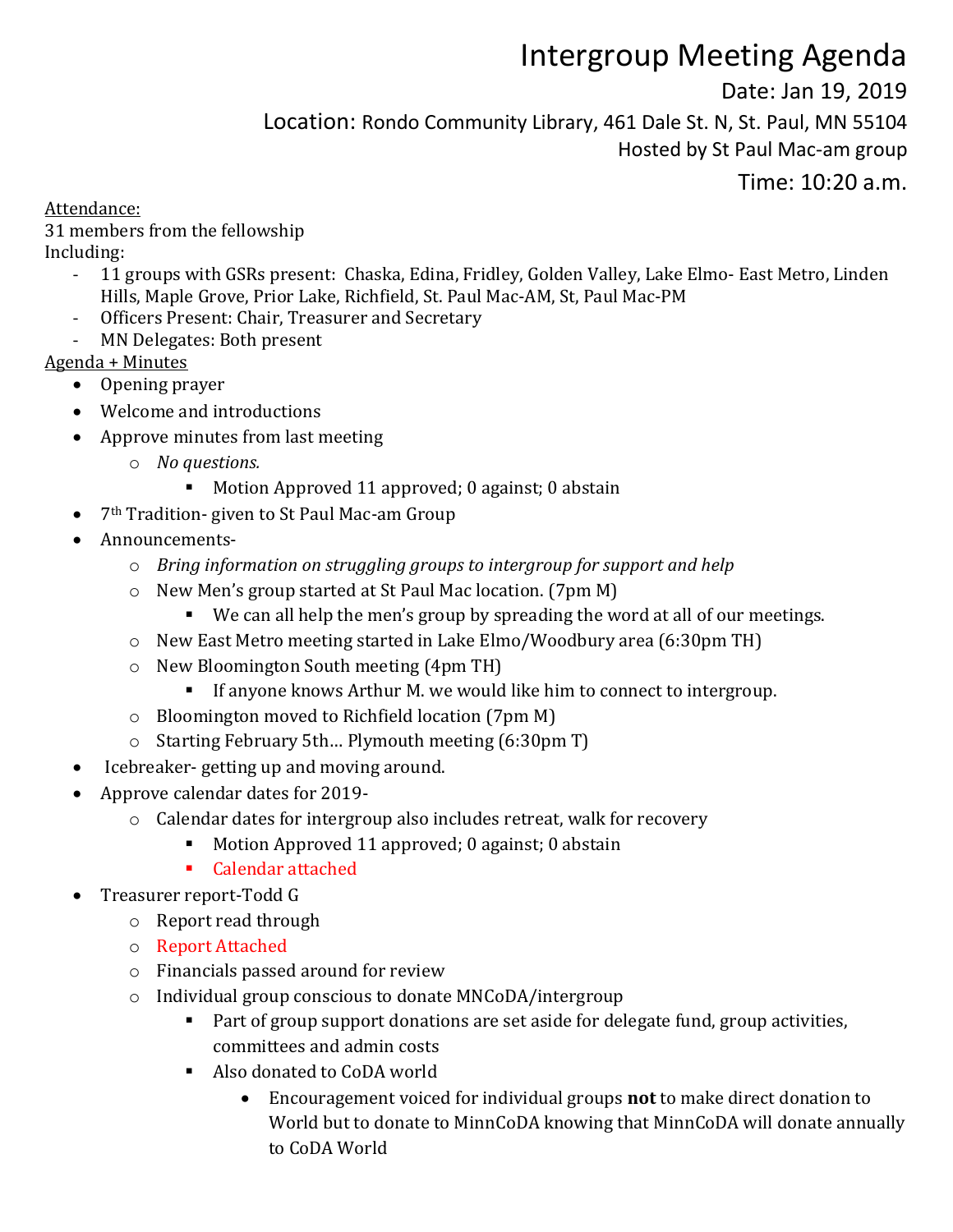# Intergroup Meeting Agenda

Date: Jan 19, 2019

Location: Rondo Community Library, 461 Dale St. N, St. Paul, MN 55104

Hosted by St Paul Mac-am group

Time: 10:20 a.m.

Attendance:

31 members from the fellowship

Including:

- 11 groups with GSRs present: Chaska, Edina, Fridley, Golden Valley, Lake Elmo- East Metro, Linden Hills, Maple Grove, Prior Lake, Richfield, St. Paul Mac-AM, St, Paul Mac-PM
- Officers Present: Chair, Treasurer and Secretary
- MN Delegates: Both present

Agenda + Minutes

- Opening prayer
- Welcome and introductions
- Approve minutes from last meeting
  - *No questions.*
    - Motion Approved 11 approved; 0 against; 0 abstain
- 7th Tradition- given to St Paul Mac-am Group
- Announcements-
  - *Bring information on struggling groups to intergroup for support and help*
  - New Men's group started at St Paul Mac location. (7pm M)
    - We can all help the men's group by spreading the word at all of our meetings.
  - New East Metro meeting started in Lake Elmo/Woodbury area (6:30pm TH)
  - New Bloomington South meeting (4pm TH)
    - If anyone knows Arthur M. we would like him to connect to intergroup.
  - Bloomington moved to Richfield location (7pm M)
  - Starting February 5th… Plymouth meeting (6:30pm T)
- Icebreaker- getting up and moving around.
- Approve calendar dates for 2019-
  - Calendar dates for intergroup also includes retreat, walk for recovery
    - Motion Approved 11 approved; 0 against; 0 abstain
    - Calendar attached
- Treasurer report-Todd G
  - Report read through
  - Report Attached
  - Financials passed around for review
  - Individual group conscious to donate MNCoDA/intergroup
    - Part of group support donations are set aside for delegate fund, group activities, committees and admin costs
    - Also donated to CoDA world
      - Encouragement voiced for individual groups **not** to make direct donation to World but to donate to MinnCoDA knowing that MinnCoDA will donate annually to CoDA World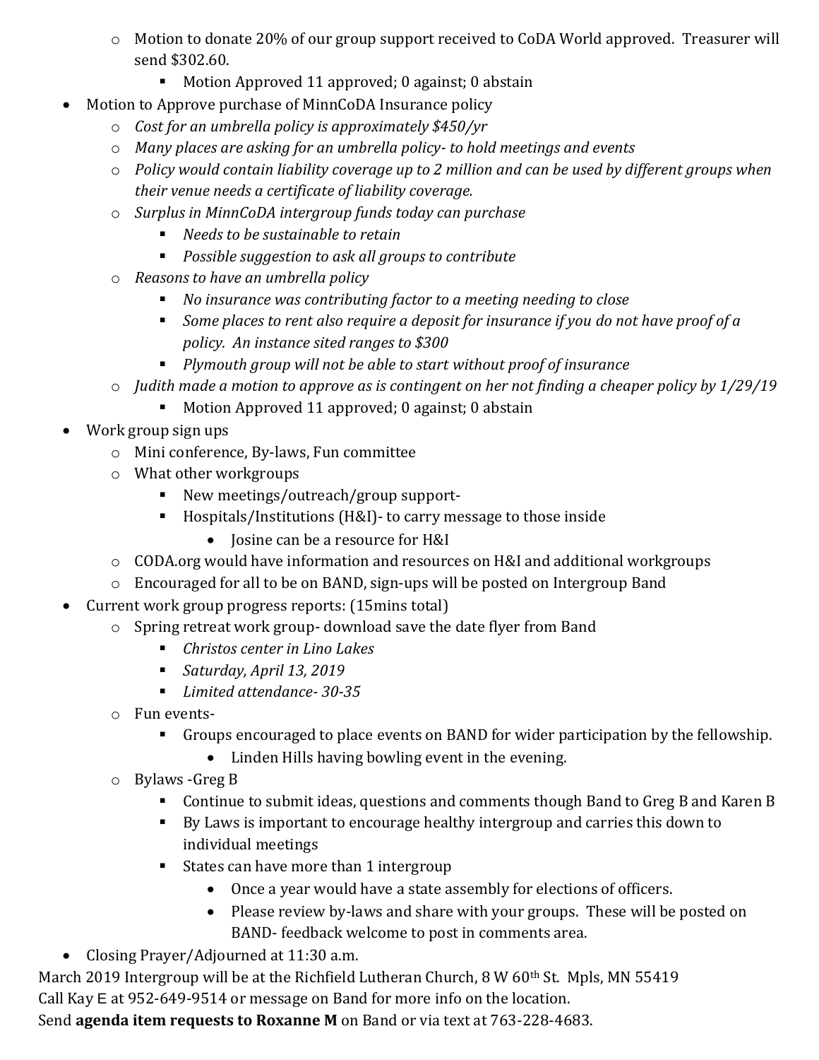- Motion to donate 20% of our group support received to CoDA World approved. Treasurer will send $302.60.
    - Motion Approved 11 approved; 0 against; 0 abstain
- Motion to Approve purchase of MinnCoDA Insurance policy
  - *Cost for an umbrella policy is approximately $450/yr*
  - *Many places are asking for an umbrella policy- to hold meetings and events*
  - *Policy would contain liability coverage up to 2 million and can be used by different groups when their venue needs a certificate of liability coverage.*
  - *Surplus in MinnCoDA intergroup funds today can purchase*
    - *Needs to be sustainable to retain*
    - *Possible suggestion to ask all groups to contribute*
  - *Reasons to have an umbrella policy*
    - *No insurance was contributing factor to a meeting needing to close*
    - *Some places to rent also require a deposit for insurance if you do not have proof of a policy. An instance sited ranges to $300*
    - *Plymouth group will not be able to start without proof of insurance*
  - *Judith made a motion to approve as is contingent on her not finding a cheaper policy by 1/29/19*
    - Motion Approved 11 approved; 0 against; 0 abstain
- Work group sign ups
  - Mini conference, By-laws, Fun committee
  - What other workgroups
    - New meetings/outreach/group support-
    - Hospitals/Institutions (H&I)- to carry message to those inside
      - Josine can be a resource for H&I
  - CODA.org would have information and resources on H&I and additional workgroups
  - Encouraged for all to be on BAND, sign-ups will be posted on Intergroup Band
- Current work group progress reports: (15mins total)
  - Spring retreat work group- download save the date flyer from Band
    - *Christos center in Lino Lakes*
    - *Saturday, April 13, 2019*
    - *Limited attendance- 30-35*
  - Fun events-
    - Groups encouraged to place events on BAND for wider participation by the fellowship.
      - Linden Hills having bowling event in the evening.
  - Bylaws -Greg B
    - Continue to submit ideas, questions and comments though Band to Greg B and Karen B
    - By Laws is important to encourage healthy intergroup and carries this down to individual meetings
    - States can have more than 1 intergroup
      - Once a year would have a state assembly for elections of officers.
      - Please review by-laws and share with your groups. These will be posted on BAND- feedback welcome to post in comments area.
- Closing Prayer/Adjourned at 11:30 a.m.

March 2019 Intergroup will be at the Richfield Lutheran Church, 8 W 60th St. Mpls, MN 55419
Call Kay E at 952-649-9514 or message on Band for more info on the location.
Send **agenda item requests to Roxanne M** on Band or via text at 763-228-4683.